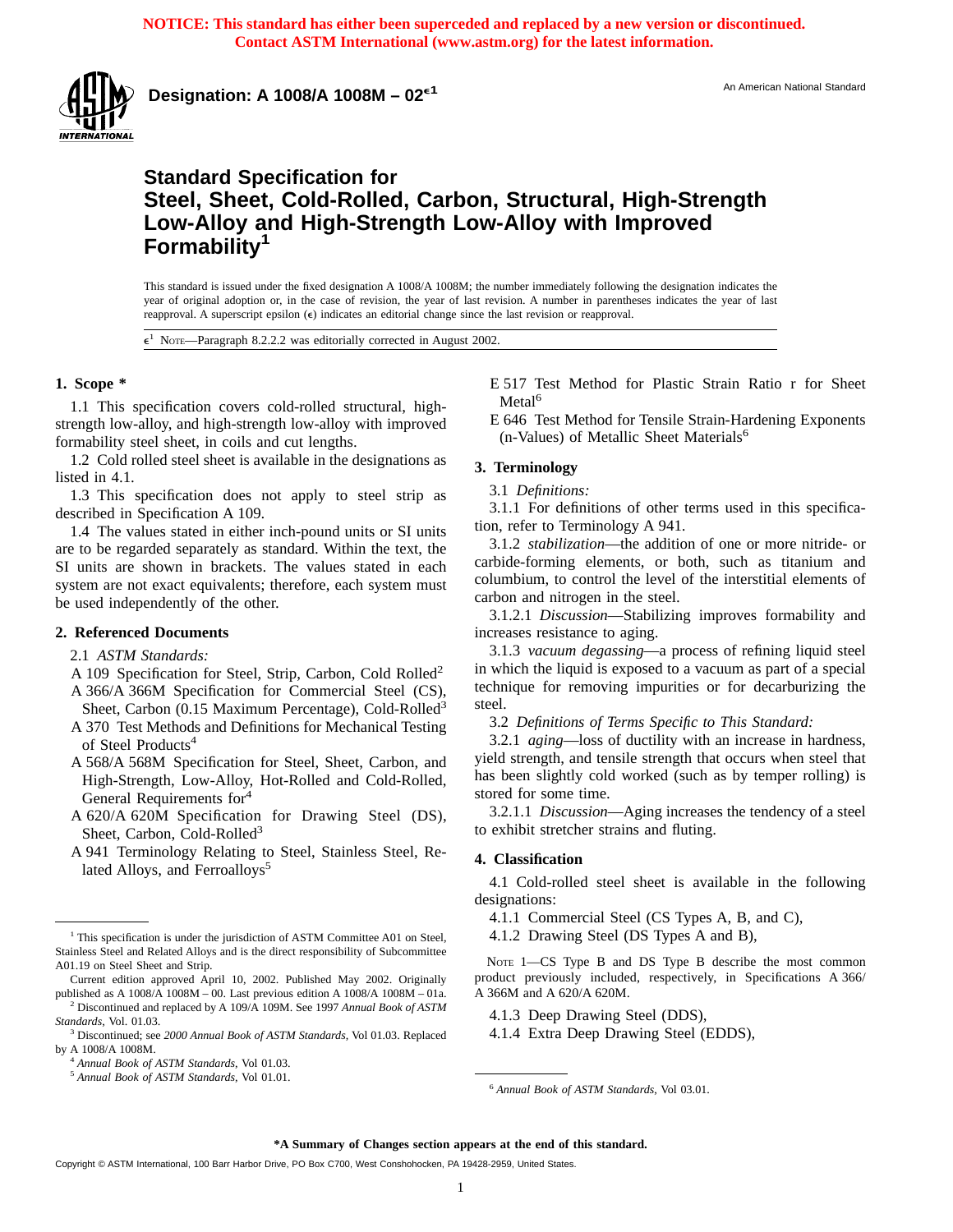**NOTICE: This standard has either been superceded and replaced by a new version or discontinued. Contact ASTM International (www.astm.org) for the latest information.**

**Designation: A 1008/A 1008M – 02**$^{\epsilon 1}$

An American National Standard

# Standard Specification for Steel, Sheet, Cold-Rolled, Carbon, Structural, High-Strength Low-Alloy and High-Strength Low-Alloy with Improved Formability[1]

This standard is issued under the fixed designation A 1008/A 1008M; the number immediately following the designation indicates the year of original adoption or, in the case of revision, the year of last revision. A number in parentheses indicates the year of last reapproval. A superscript epsilon (ε) indicates an editorial change since the last revision or reapproval.

$\epsilon^1$ NOTE—Paragraph 8.2.2.2 was editorially corrected in August 2002.

## 1. Scope *

1.1 This specification covers cold-rolled structural, high-strength low-alloy, and high-strength low-alloy with improved formability steel sheet, in coils and cut lengths.

1.2 Cold rolled steel sheet is available in the designations as listed in 4.1.

1.3 This specification does not apply to steel strip as described in Specification A 109.

1.4 The values stated in either inch-pound units or SI units are to be regarded separately as standard. Within the text, the SI units are shown in brackets. The values stated in each system are not exact equivalents; therefore, each system must be used independently of the other.

## 2. Referenced Documents

2.1 *ASTM Standards:*

A 109 Specification for Steel, Strip, Carbon, Cold Rolled[2]

A 366/A 366M Specification for Commercial Steel (CS), Sheet, Carbon (0.15 Maximum Percentage), Cold-Rolled[3]

A 370 Test Methods and Definitions for Mechanical Testing of Steel Products[4]

A 568/A 568M Specification for Steel, Sheet, Carbon, and High-Strength, Low-Alloy, Hot-Rolled and Cold-Rolled, General Requirements for[4]

A 620/A 620M Specification for Drawing Steel (DS), Sheet, Carbon, Cold-Rolled[3]

A 941 Terminology Relating to Steel, Stainless Steel, Related Alloys, and Ferroalloys[5]

E 517 Test Method for Plastic Strain Ratio r for Sheet Metal[6]

E 646 Test Method for Tensile Strain-Hardening Exponents (n-Values) of Metallic Sheet Materials[6]

## 3. Terminology

3.1 *Definitions:*

3.1.1 For definitions of other terms used in this specification, refer to Terminology A 941.

3.1.2 *stabilization*—the addition of one or more nitride- or carbide-forming elements, or both, such as titanium and columbium, to control the level of the interstitial elements of carbon and nitrogen in the steel.

3.1.2.1 *Discussion*—Stabilizing improves formability and increases resistance to aging.

3.1.3 *vacuum degassing*—a process of refining liquid steel in which the liquid is exposed to a vacuum as part of a special technique for removing impurities or for decarburizing the steel.

3.2 *Definitions of Terms Specific to This Standard:*

3.2.1 *aging*—loss of ductility with an increase in hardness, yield strength, and tensile strength that occurs when steel that has been slightly cold worked (such as by temper rolling) is stored for some time.

3.2.1.1 *Discussion*—Aging increases the tendency of a steel to exhibit stretcher strains and fluting.

## 4. Classification

4.1 Cold-rolled steel sheet is available in the following designations:

4.1.1 Commercial Steel (CS Types A, B, and C),

4.1.2 Drawing Steel (DS Types A and B),

NOTE 1—CS Type B and DS Type B describe the most common product previously included, respectively, in Specifications A 366/A 366M and A 620/A 620M.

4.1.3 Deep Drawing Steel (DDS),

4.1.4 Extra Deep Drawing Steel (EDDS),

---

[1] This specification is under the jurisdiction of ASTM Committee A01 on Steel, Stainless Steel and Related Alloys and is the direct responsibility of Subcommittee A01.19 on Steel Sheet and Strip.

Current edition approved April 10, 2002. Published May 2002. Originally published as A 1008/A 1008M – 00. Last previous edition A 1008/A 1008M – 01a.

[2] Discontinued and replaced by A 109/A 109M. See 1997 *Annual Book of ASTM Standards*, Vol. 01.03.

[3] Discontinued; see *2000 Annual Book of ASTM Standards*, Vol 01.03. Replaced by A 1008/A 1008M.

[4] *Annual Book of ASTM Standards*, Vol 01.03.

[5] *Annual Book of ASTM Standards*, Vol 01.01.

[6] *Annual Book of ASTM Standards*, Vol 03.01.

**\*A Summary of Changes section appears at the end of this standard.**

Copyright © ASTM International, 100 Barr Harbor Drive, PO Box C700, West Conshohocken, PA 19428-2959, United States.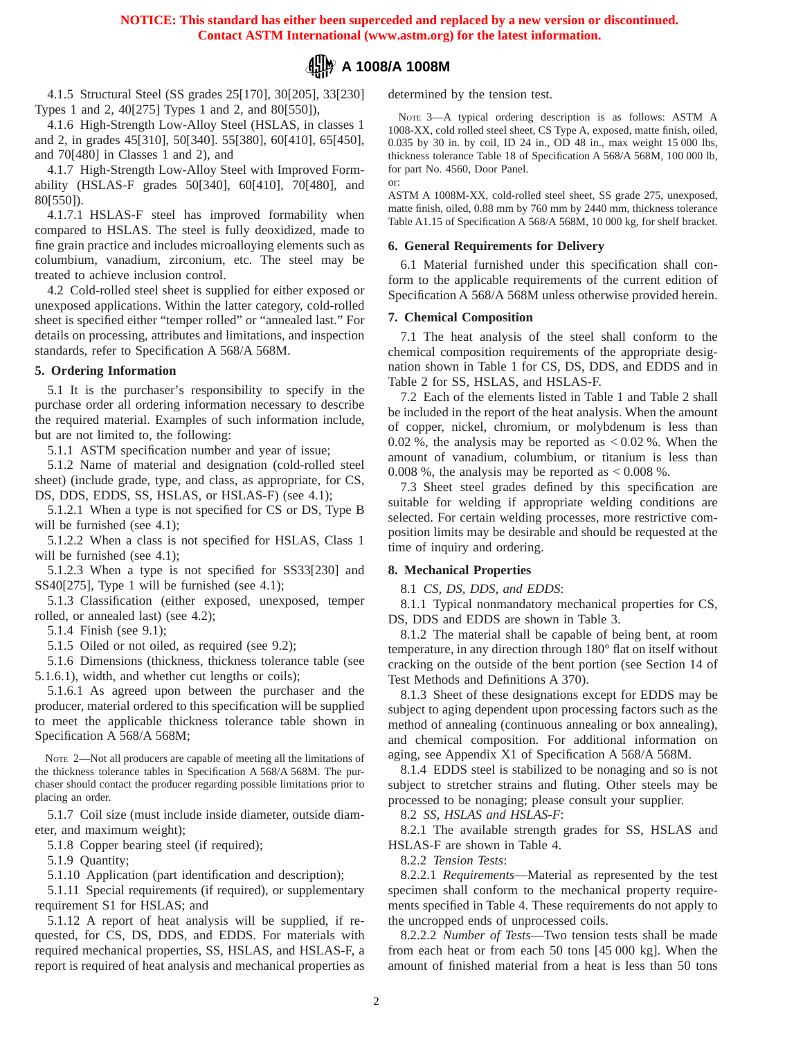**NOTICE: This standard has either been superceded and replaced by a new version or discontinued. Contact ASTM International (www.astm.org) for the latest information.**

4.1.5 Structural Steel (SS grades 25[170], 30[205], 33[230] Types 1 and 2, 40[275] Types 1 and 2, and 80[550]),

4.1.6 High-Strength Low-Alloy Steel (HSLAS, in classes 1 and 2, in grades 45[310], 50[340]. 55[380], 60[410], 65[450], and 70[480] in Classes 1 and 2), and

4.1.7 High-Strength Low-Alloy Steel with Improved Formability (HSLAS-F grades 50[340], 60[410], 70[480], and 80[550]).

4.1.7.1 HSLAS-F steel has improved formability when compared to HSLAS. The steel is fully deoxidized, made to fine grain practice and includes microalloying elements such as columbium, vanadium, zirconium, etc. The steel may be treated to achieve inclusion control.

4.2 Cold-rolled steel sheet is supplied for either exposed or unexposed applications. Within the latter category, cold-rolled sheet is specified either "temper rolled" or "annealed last." For details on processing, attributes and limitations, and inspection standards, refer to Specification A 568/A 568M.

## 5. Ordering Information

5.1 It is the purchaser's responsibility to specify in the purchase order all ordering information necessary to describe the required material. Examples of such information include, but are not limited to, the following:

5.1.1 ASTM specification number and year of issue;

5.1.2 Name of material and designation (cold-rolled steel sheet) (include grade, type, and class, as appropriate, for CS, DS, DDS, EDDS, SS, HSLAS, or HSLAS-F) (see 4.1);

5.1.2.1 When a type is not specified for CS or DS, Type B will be furnished (see 4.1);

5.1.2.2 When a class is not specified for HSLAS, Class 1 will be furnished (see 4.1);

5.1.2.3 When a type is not specified for SS33[230] and SS40[275], Type 1 will be furnished (see 4.1);

5.1.3 Classification (either exposed, unexposed, temper rolled, or annealed last) (see 4.2);

5.1.4 Finish (see 9.1);

5.1.5 Oiled or not oiled, as required (see 9.2);

5.1.6 Dimensions (thickness, thickness tolerance table (see 5.1.6.1), width, and whether cut lengths or coils);

5.1.6.1 As agreed upon between the purchaser and the producer, material ordered to this specification will be supplied to meet the applicable thickness tolerance table shown in Specification A 568/A 568M;

NOTE 2—Not all producers are capable of meeting all the limitations of the thickness tolerance tables in Specification A 568/A 568M. The purchaser should contact the producer regarding possible limitations prior to placing an order.

5.1.7 Coil size (must include inside diameter, outside diameter, and maximum weight);

5.1.8 Copper bearing steel (if required);

5.1.9 Quantity;

5.1.10 Application (part identification and description);

5.1.11 Special requirements (if required), or supplementary requirement S1 for HSLAS; and

5.1.12 A report of heat analysis will be supplied, if requested, for CS, DS, DDS, and EDDS. For materials with required mechanical properties, SS, HSLAS, and HSLAS-F, a report is required of heat analysis and mechanical properties as determined by the tension test.

NOTE 3—A typical ordering description is as follows: ASTM A 1008-XX, cold rolled steel sheet, CS Type A, exposed, matte finish, oiled, 0.035 by 30 in. by coil, ID 24 in., OD 48 in., max weight 15 000 lbs, thickness tolerance Table 18 of Specification A 568/A 568M, 100 000 lb, for part No. 4560, Door Panel.
or:
ASTM A 1008M-XX, cold-rolled steel sheet, SS grade 275, unexposed, matte finish, oiled, 0.88 mm by 760 mm by 2440 mm, thickness tolerance Table A1.15 of Specification A 568/A 568M, 10 000 kg, for shelf bracket.

## 6. General Requirements for Delivery

6.1 Material furnished under this specification shall conform to the applicable requirements of the current edition of Specification A 568/A 568M unless otherwise provided herein.

## 7. Chemical Composition

7.1 The heat analysis of the steel shall conform to the chemical composition requirements of the appropriate designation shown in Table 1 for CS, DS, DDS, and EDDS and in Table 2 for SS, HSLAS, and HSLAS-F.

7.2 Each of the elements listed in Table 1 and Table 2 shall be included in the report of the heat analysis. When the amount of copper, nickel, chromium, or molybdenum is less than 0.02 %, the analysis may be reported as < 0.02 %. When the amount of vanadium, columbium, or titanium is less than 0.008 %, the analysis may be reported as < 0.008 %.

7.3 Sheet steel grades defined by this specification are suitable for welding if appropriate welding conditions are selected. For certain welding processes, more restrictive composition limits may be desirable and should be requested at the time of inquiry and ordering.

## 8. Mechanical Properties

8.1 *CS, DS, DDS, and EDDS*:

8.1.1 Typical nonmandatory mechanical properties for CS, DS, DDS and EDDS are shown in Table 3.

8.1.2 The material shall be capable of being bent, at room temperature, in any direction through 180° flat on itself without cracking on the outside of the bent portion (see Section 14 of Test Methods and Definitions A 370).

8.1.3 Sheet of these designations except for EDDS may be subject to aging dependent upon processing factors such as the method of annealing (continuous annealing or box annealing), and chemical composition. For additional information on aging, see Appendix X1 of Specification A 568/A 568M.

8.1.4 EDDS steel is stabilized to be nonaging and so is not subject to stretcher strains and fluting. Other steels may be processed to be nonaging; please consult your supplier.

8.2 *SS, HSLAS and HSLAS-F*:

8.2.1 The available strength grades for SS, HSLAS and HSLAS-F are shown in Table 4.

8.2.2 *Tension Tests*:

8.2.2.1 *Requirements*—Material as represented by the test specimen shall conform to the mechanical property requirements specified in Table 4. These requirements do not apply to the uncropped ends of unprocessed coils.

8.2.2.2 *Number of Tests*—Two tension tests shall be made from each heat or from each 50 tons [45 000 kg]. When the amount of finished material from a heat is less than 50 tons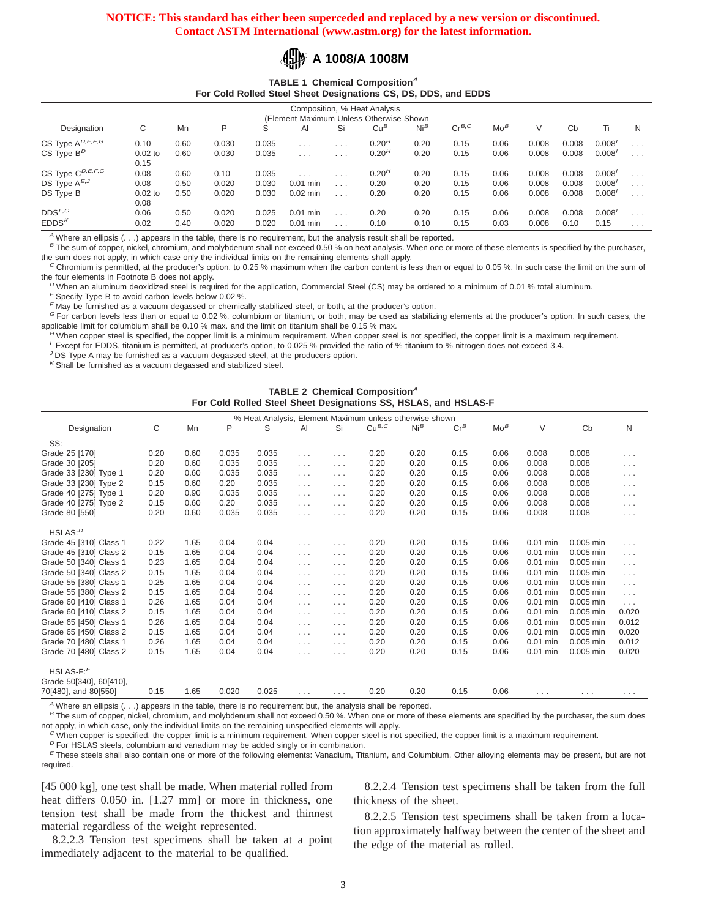**NOTICE: This standard has either been superceded and replaced by a new version or discontinued. Contact ASTM International (www.astm.org) for the latest information.**

**TABLE 1 Chemical Composition[A]**
**For Cold Rolled Steel Sheet Designations CS, DS, DDS, and EDDS**

| Designation | Composition, % Heat Analysis (Element Maximum Unless Otherwise Shown | | | | | | | | | | | | | |
|---|---|---|---|---|---|---|---|---|---|---|---|---|---|---|
| | C | Mn | P | S | Al | Si | Cu[B] | Ni[B] | Cr[B,C] | Mo[B] | V | Cb | Ti | N |
| CS Type A[D,E,F,G] | 0.10 | 0.60 | 0.030 | 0.035 | . . . | . . . | 0.20[H] | 0.20 | 0.15 | 0.06 | 0.008 | 0.008 | 0.008[I] | . . . |
| CS Type B[D] | 0.02 to 0.15 | 0.60 | 0.030 | 0.035 | . . . | . . . | 0.20[H] | 0.20 | 0.15 | 0.06 | 0.008 | 0.008 | 0.008[I] | . . . |
| CS Type C[D,E,F,G] | 0.08 | 0.60 | 0.10 | 0.035 | . . . | . . . | 0.20[H] | 0.20 | 0.15 | 0.06 | 0.008 | 0.008 | 0.008[I] | . . . |
| DS Type A[E,J] | 0.08 | 0.50 | 0.020 | 0.030 | 0.01 min | . . . | 0.20 | 0.20 | 0.15 | 0.06 | 0.008 | 0.008 | 0.008[I] | . . . |
| DS Type B | 0.02 to 0.08 | 0.50 | 0.020 | 0.030 | 0.02 min | . . . | 0.20 | 0.20 | 0.15 | 0.06 | 0.008 | 0.008 | 0.008[I] | . . . |
| DDS[F,G] | 0.06 | 0.50 | 0.020 | 0.025 | 0.01 min | . . . | 0.20 | 0.20 | 0.15 | 0.06 | 0.008 | 0.008 | 0.008[I] | . . . |
| EDDS[K] | 0.02 | 0.40 | 0.020 | 0.020 | 0.01 min | . . . | 0.10 | 0.10 | 0.15 | 0.03 | 0.008 | 0.10 | 0.15 | . . . |

[A] Where an ellipsis (. . .) appears in the table, there is no requirement, but the analysis result shall be reported.
[B] The sum of copper, nickel, chromium, and molybdenum shall not exceed 0.50 % on heat analysis. When one or more of these elements is specified by the purchaser, the sum does not apply, in which case only the individual limits on the remaining elements shall apply.
[C] Chromium is permitted, at the producer's option, to 0.25 % maximum when the carbon content is less than or equal to 0.05 %. In such case the limit on the sum of the four elements in Footnote B does not apply.
[D] When an aluminum deoxidized steel is required for the application, Commercial Steel (CS) may be ordered to a minimum of 0.01 % total aluminum.
[E] Specify Type B to avoid carbon levels below 0.02 %.
[F] May be furnished as a vacuum degassed or chemically stabilized steel, or both, at the producer's option.
[G] For carbon levels less than or equal to 0.02 %, columbium or titanium, or both, may be used as stabilizing elements at the producer's option. In such cases, the applicable limit for columbium shall be 0.10 % max. and the limit on titanium shall be 0.15 % max.
[H] When copper steel is specified, the copper limit is a minimum requirement. When copper steel is not specified, the copper limit is a maximum requirement.
[I] Except for EDDS, titanium is permitted, at producer's option, to 0.025 % provided the ratio of % titanium to % nitrogen does not exceed 3.4.
[J] DS Type A may be furnished as a vacuum degassed steel, at the producers option.
[K] Shall be furnished as a vacuum degassed and stabilized steel.

**TABLE 2 Chemical Composition[A]**
**For Cold Rolled Steel Sheet Designations SS, HSLAS, and HSLAS-F**

| Designation | % Heat Analysis, Element Maximum unless otherwise shown | | | | | | | | | | | |
|---|---|---|---|---|---|---|---|---|---|---|---|---|
| | C | Mn | P | S | Al | Si | Cu[B,C] | Ni[B] | Cr[B] | Mo[B] | V | Cb | N |
| SS: | | | | | | | | | | | | | |
| Grade 25 [170] | 0.20 | 0.60 | 0.035 | 0.035 | . . . | . . . | 0.20 | 0.20 | 0.15 | 0.06 | 0.008 | 0.008 | . . . |
| Grade 30 [205] | 0.20 | 0.60 | 0.035 | 0.035 | . . . | . . . | 0.20 | 0.20 | 0.15 | 0.06 | 0.008 | 0.008 | . . . |
| Grade 33 [230] Type 1 | 0.20 | 0.60 | 0.035 | 0.035 | . . . | . . . | 0.20 | 0.20 | 0.15 | 0.06 | 0.008 | 0.008 | . . . |
| Grade 33 [230] Type 2 | 0.15 | 0.60 | 0.20 | 0.035 | . . . | . . . | 0.20 | 0.20 | 0.15 | 0.06 | 0.008 | 0.008 | . . . |
| Grade 40 [275] Type 1 | 0.20 | 0.90 | 0.035 | 0.035 | . . . | . . . | 0.20 | 0.20 | 0.15 | 0.06 | 0.008 | 0.008 | . . . |
| Grade 40 [275] Type 2 | 0.15 | 0.60 | 0.20 | 0.035 | . . . | . . . | 0.20 | 0.20 | 0.15 | 0.06 | 0.008 | 0.008 | . . . |
| Grade 80 [550] | 0.20 | 0.60 | 0.035 | 0.035 | . . . | . . . | 0.20 | 0.20 | 0.15 | 0.06 | 0.008 | 0.008 | . . . |
| HSLAS:[D] | | | | | | | | | | | | | |
| Grade 45 [310] Class 1 | 0.22 | 1.65 | 0.04 | 0.04 | . . . | . . . | 0.20 | 0.20 | 0.15 | 0.06 | 0.01 min | 0.005 min | . . . |
| Grade 45 [310] Class 2 | 0.15 | 1.65 | 0.04 | 0.04 | . . . | . . . | 0.20 | 0.20 | 0.15 | 0.06 | 0.01 min | 0.005 min | . . . |
| Grade 50 [340] Class 1 | 0.23 | 1.65 | 0.04 | 0.04 | . . . | . . . | 0.20 | 0.20 | 0.15 | 0.06 | 0.01 min | 0.005 min | . . . |
| Grade 50 [340] Class 2 | 0.15 | 1.65 | 0.04 | 0.04 | . . . | . . . | 0.20 | 0.20 | 0.15 | 0.06 | 0.01 min | 0.005 min | . . . |
| Grade 55 [380] Class 1 | 0.25 | 1.65 | 0.04 | 0.04 | . . . | . . . | 0.20 | 0.20 | 0.15 | 0.06 | 0.01 min | 0.005 min | . . . |
| Grade 55 [380] Class 2 | 0.15 | 1.65 | 0.04 | 0.04 | . . . | . . . | 0.20 | 0.20 | 0.15 | 0.06 | 0.01 min | 0.005 min | . . . |
| Grade 60 [410] Class 1 | 0.26 | 1.65 | 0.04 | 0.04 | . . . | . . . | 0.20 | 0.20 | 0.15 | 0.06 | 0.01 min | 0.005 min | . . . |
| Grade 60 [410] Class 2 | 0.15 | 1.65 | 0.04 | 0.04 | . . . | . . . | 0.20 | 0.20 | 0.15 | 0.06 | 0.01 min | 0.005 min | 0.020 |
| Grade 65 [450] Class 1 | 0.26 | 1.65 | 0.04 | 0.04 | . . . | . . . | 0.20 | 0.20 | 0.15 | 0.06 | 0.01 min | 0.005 min | 0.012 |
| Grade 65 [450] Class 2 | 0.15 | 1.65 | 0.04 | 0.04 | . . . | . . . | 0.20 | 0.20 | 0.15 | 0.06 | 0.01 min | 0.005 min | 0.020 |
| Grade 70 [480] Class 1 | 0.26 | 1.65 | 0.04 | 0.04 | . . . | . . . | 0.20 | 0.20 | 0.15 | 0.06 | 0.01 min | 0.005 min | 0.012 |
| Grade 70 [480] Class 2 | 0.15 | 1.65 | 0.04 | 0.04 | . . . | . . . | 0.20 | 0.20 | 0.15 | 0.06 | 0.01 min | 0.005 min | 0.020 |
| HSLAS-F:[E] | | | | | | | | | | | | | |
| Grade 50[340], 60[410], 70[480], and 80[550] | 0.15 | 1.65 | 0.020 | 0.025 | . . . | . . . | 0.20 | 0.20 | 0.15 | 0.06 | . . . | . . . | . . . |

[A] Where an ellipsis (. . .) appears in the table, there is no requirement but, the analysis shall be reported.
[B] The sum of copper, nickel, chromium, and molybdenum shall not exceed 0.50 %. When one or more of these elements are specified by the purchaser, the sum does not apply, in which case, only the individual limits on the remaining unspecified elements will apply.
[C] When copper is specified, the copper limit is a minimum requirement. When copper steel is not specified, the copper limit is a maximum requirement.
[D] For HSLAS steels, columbium and vanadium may be added singly or in combination.
[E] These steels shall also contain one or more of the following elements: Vanadium, Titanium, and Columbium. Other alloying elements may be present, but are not required.

[45 000 kg], one test shall be made. When material rolled from heat differs 0.050 in. [1.27 mm] or more in thickness, one tension test shall be made from the thickest and thinnest material regardless of the weight represented.

8.2.2.3 Tension test specimens shall be taken at a point immediately adjacent to the material to be qualified.

8.2.2.4 Tension test specimens shall be taken from the full thickness of the sheet.

8.2.2.5 Tension test specimens shall be taken from a location approximately halfway between the center of the sheet and the edge of the material as rolled.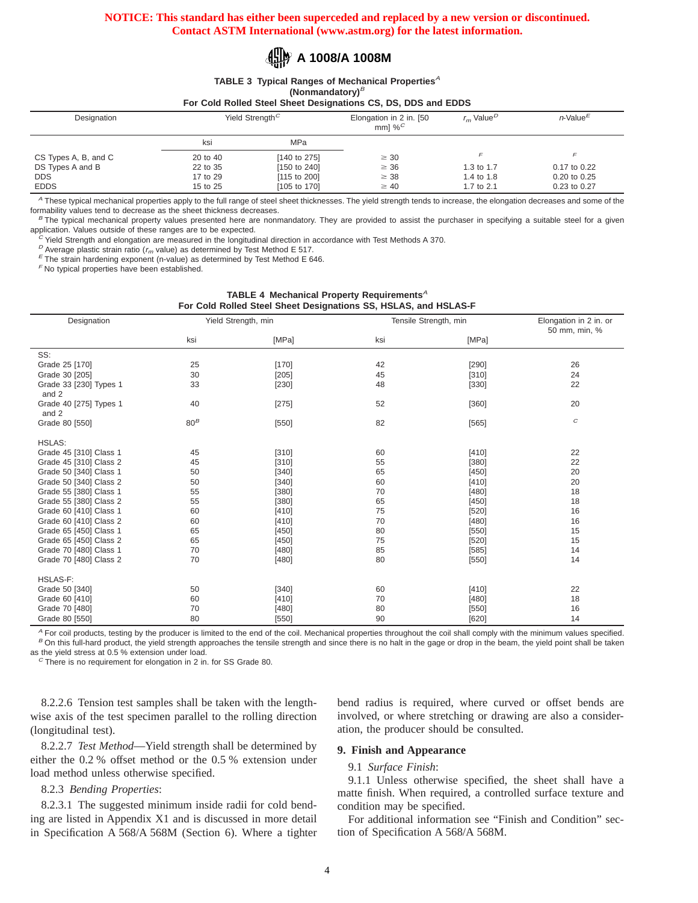**NOTICE: This standard has either been superceded and replaced by a new version or discontinued. Contact ASTM International (www.astm.org) for the latest information.**

**TABLE 3 Typical Ranges of Mechanical Properties[A] (Nonmandatory)[B] For Cold Rolled Steel Sheet Designations CS, DS, DDS and EDDS**

| Designation | Yield Strength[C] | | Elongation in 2 in. [50 mm] %[C] | $r_m$ Value[D] | $n$-Value[E] |
|---|---|---|---|---|---|
| | ksi | MPa | | | |
| CS Types A, B, and C | 20 to 40 | [140 to 275] | ≥ 30 | [F] | [F] |
| DS Types A and B | 22 to 35 | [150 to 240] | ≥ 36 | 1.3 to 1.7 | 0.17 to 0.22 |
| DDS | 17 to 29 | [115 to 200] | ≥ 38 | 1.4 to 1.8 | 0.20 to 0.25 |
| EDDS | 15 to 25 | [105 to 170] | ≥ 40 | 1.7 to 2.1 | 0.23 to 0.27 |

[A] These typical mechanical properties apply to the full range of steel sheet thicknesses. The yield strength tends to increase, the elongation decreases and some of the formability values tend to decrease as the sheet thickness decreases.
[B] The typical mechanical property values presented here are nonmandatory. They are provided to assist the purchaser in specifying a suitable steel for a given application. Values outside of these ranges are to be expected.
[C] Yield Strength and elongation are measured in the longitudinal direction in accordance with Test Methods A 370.
[D] Average plastic strain ratio ($r_m$ value) as determined by Test Method E 517.
[E] The strain hardening exponent (n-value) as determined by Test Method E 646.
[F] No typical properties have been established.

**TABLE 4 Mechanical Property Requirements[A] For Cold Rolled Steel Sheet Designations SS, HSLAS, and HSLAS-F**

| Designation | Yield Strength, min | | Tensile Strength, min | | Elongation in 2 in. or 50 mm, min, % |
|---|---|---|---|---|---|
| | ksi | [MPa] | ksi | [MPa] | |
| SS: | | | | | |
| Grade 25 [170] | 25 | [170] | 42 | [290] | 26 |
| Grade 30 [205] | 30 | [205] | 45 | [310] | 24 |
| Grade 33 [230] Types 1 and 2 | 33 | [230] | 48 | [330] | 22 |
| Grade 40 [275] Types 1 and 2 | 40 | [275] | 52 | [360] | 20 |
| Grade 80 [550] | 80[B] | [550] | 82 | [565] | [C] |
| HSLAS: | | | | | |
| Grade 45 [310] Class 1 | 45 | [310] | 60 | [410] | 22 |
| Grade 45 [310] Class 2 | 45 | [310] | 55 | [380] | 22 |
| Grade 50 [340] Class 1 | 50 | [340] | 65 | [450] | 20 |
| Grade 50 [340] Class 2 | 50 | [340] | 60 | [410] | 20 |
| Grade 55 [380] Class 1 | 55 | [380] | 70 | [480] | 18 |
| Grade 55 [380] Class 2 | 55 | [380] | 65 | [450] | 18 |
| Grade 60 [410] Class 1 | 60 | [410] | 75 | [520] | 16 |
| Grade 60 [410] Class 2 | 60 | [410] | 70 | [480] | 16 |
| Grade 65 [450] Class 1 | 65 | [450] | 80 | [550] | 15 |
| Grade 65 [450] Class 2 | 65 | [450] | 75 | [520] | 15 |
| Grade 70 [480] Class 1 | 70 | [480] | 85 | [585] | 14 |
| Grade 70 [480] Class 2 | 70 | [480] | 80 | [550] | 14 |
| HSLAS-F: | | | | | |
| Grade 50 [340] | 50 | [340] | 60 | [410] | 22 |
| Grade 60 [410] | 60 | [410] | 70 | [480] | 18 |
| Grade 70 [480] | 70 | [480] | 80 | [550] | 16 |
| Grade 80 [550] | 80 | [550] | 90 | [620] | 14 |

[A] For coil products, testing by the producer is limited to the end of the coil. Mechanical properties throughout the coil shall comply with the minimum values specified.
[B] On this full-hard product, the yield strength approaches the tensile strength and since there is no halt in the gage or drop in the beam, the yield point shall be taken as the yield stress at 0.5 % extension under load.
[C] There is no requirement for elongation in 2 in. for SS Grade 80.

8.2.2.6 Tension test samples shall be taken with the lengthwise axis of the test specimen parallel to the rolling direction (longitudinal test).

8.2.2.7 *Test Method*—Yield strength shall be determined by either the 0.2 % offset method or the 0.5 % extension under load method unless otherwise specified.

8.2.3 *Bending Properties*:

8.2.3.1 The suggested minimum inside radii for cold bending are listed in Appendix X1 and is discussed in more detail in Specification A 568/A 568M (Section 6). Where a tighter bend radius is required, where curved or offset bends are involved, or where stretching or drawing are also a consideration, the producer should be consulted.

## 9. Finish and Appearance

9.1 *Surface Finish*:

9.1.1 Unless otherwise specified, the sheet shall have a matte finish. When required, a controlled surface texture and condition may be specified.

For additional information see "Finish and Condition" section of Specification A 568/A 568M.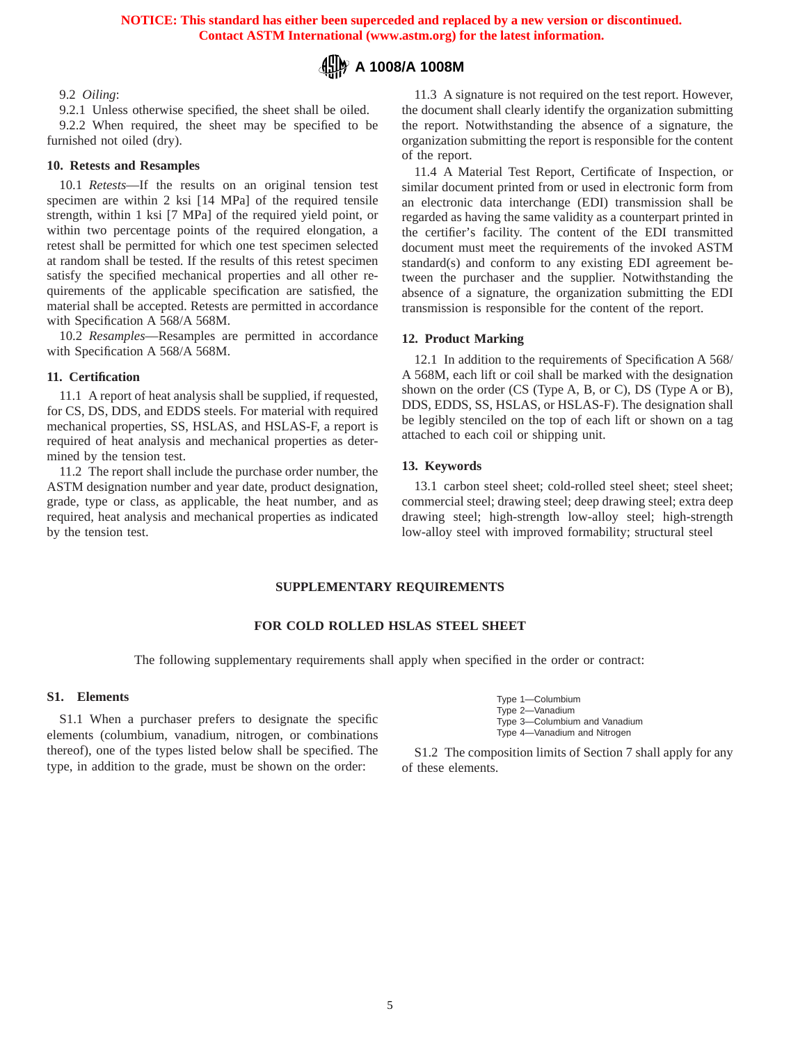9.2 *Oiling*:

9.2.1 Unless otherwise specified, the sheet shall be oiled.

9.2.2 When required, the sheet may be specified to be furnished not oiled (dry).

## 10. Retests and Resamples

10.1 *Retests*—If the results on an original tension test specimen are within 2 ksi [14 MPa] of the required tensile strength, within 1 ksi [7 MPa] of the required yield point, or within two percentage points of the required elongation, a retest shall be permitted for which one test specimen selected at random shall be tested. If the results of this retest specimen satisfy the specified mechanical properties and all other requirements of the applicable specification are satisfied, the material shall be accepted. Retests are permitted in accordance with Specification A 568/A 568M.

10.2 *Resamples*—Resamples are permitted in accordance with Specification A 568/A 568M.

## 11. Certification

11.1 A report of heat analysis shall be supplied, if requested, for CS, DS, DDS, and EDDS steels. For material with required mechanical properties, SS, HSLAS, and HSLAS-F, a report is required of heat analysis and mechanical properties as determined by the tension test.

11.2 The report shall include the purchase order number, the ASTM designation number and year date, product designation, grade, type or class, as applicable, the heat number, and as required, heat analysis and mechanical properties as indicated by the tension test.

11.3 A signature is not required on the test report. However, the document shall clearly identify the organization submitting the report. Notwithstanding the absence of a signature, the organization submitting the report is responsible for the content of the report.

11.4 A Material Test Report, Certificate of Inspection, or similar document printed from or used in electronic form from an electronic data interchange (EDI) transmission shall be regarded as having the same validity as a counterpart printed in the certifier's facility. The content of the EDI transmitted document must meet the requirements of the invoked ASTM standard(s) and conform to any existing EDI agreement between the purchaser and the supplier. Notwithstanding the absence of a signature, the organization submitting the EDI transmission is responsible for the content of the report.

## 12. Product Marking

12.1 In addition to the requirements of Specification A 568/A 568M, each lift or coil shall be marked with the designation shown on the order (CS (Type A, B, or C), DS (Type A or B), DDS, EDDS, SS, HSLAS, or HSLAS-F). The designation shall be legibly stenciled on the top of each lift or shown on a tag attached to each coil or shipping unit.

## 13. Keywords

13.1 carbon steel sheet; cold-rolled steel sheet; steel sheet; commercial steel; drawing steel; deep drawing steel; extra deep drawing steel; high-strength low-alloy steel; high-strength low-alloy steel with improved formability; structural steel

## SUPPLEMENTARY REQUIREMENTS

## FOR COLD ROLLED HSLAS STEEL SHEET

The following supplementary requirements shall apply when specified in the order or contract:

### S1. Elements

S1.1 When a purchaser prefers to designate the specific elements (columbium, vanadium, nitrogen, or combinations thereof), one of the types listed below shall be specified. The type, in addition to the grade, must be shown on the order:

Type 1—Columbium
Type 2—Vanadium
Type 3—Columbium and Vanadium
Type 4—Vanadium and Nitrogen

S1.2 The composition limits of Section 7 shall apply for any of these elements.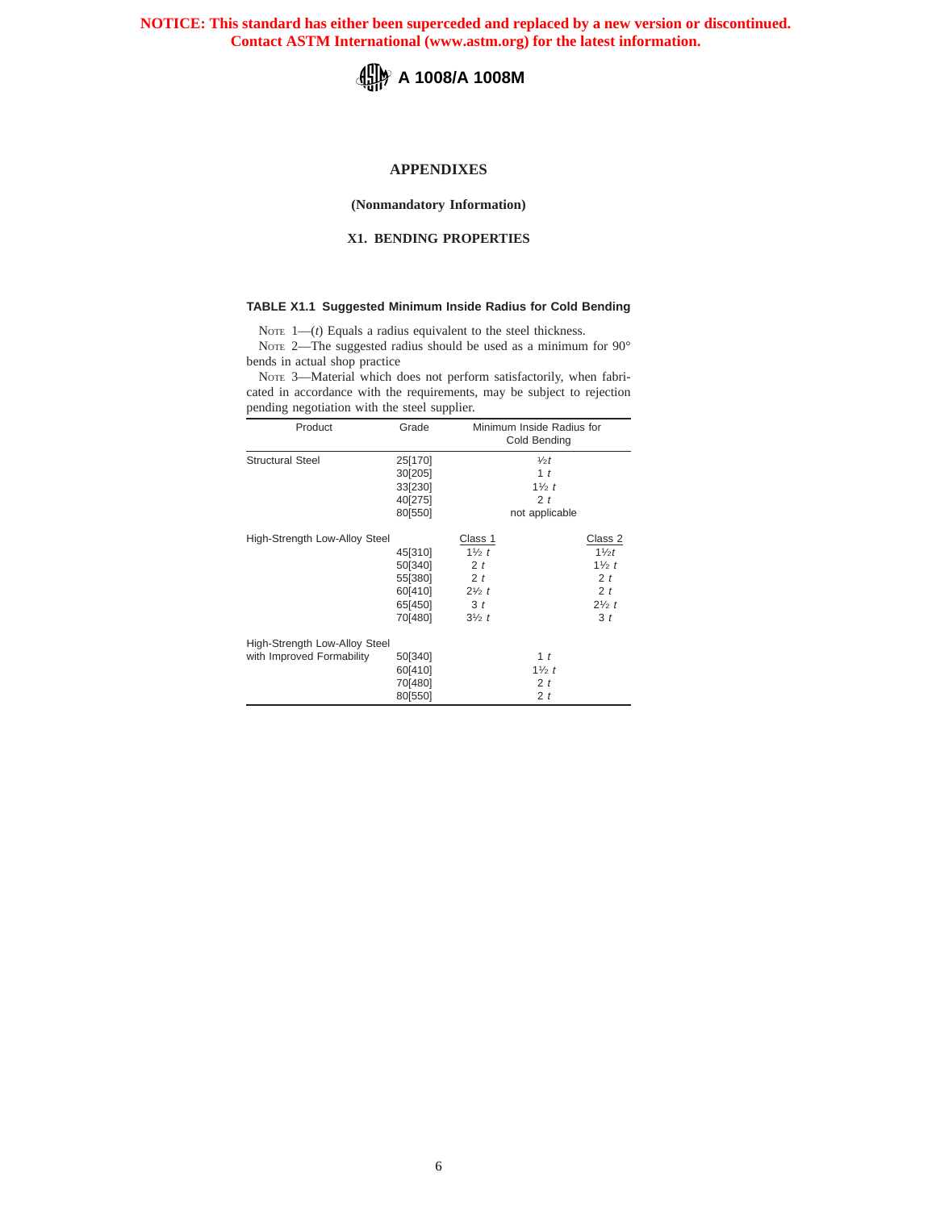**NOTICE: This standard has either been superceded and replaced by a new version or discontinued. Contact ASTM International (www.astm.org) for the latest information.**

# APPENDIXES

**(Nonmandatory Information)**

## X1. BENDING PROPERTIES

**TABLE X1.1 Suggested Minimum Inside Radius for Cold Bending**

NOTE 1—(*t*) Equals a radius equivalent to the steel thickness.

NOTE 2—The suggested radius should be used as a minimum for 90° bends in actual shop practice

NOTE 3—Material which does not perform satisfactorily, when fabricated in accordance with the requirements, may be subject to rejection pending negotiation with the steel supplier.

| Product | Grade | Minimum Inside Radius for Cold Bending | |
|---|---|---|---|
| Structural Steel | 25[170] | ½*t* | |
| | 30[205] | 1 *t* | |
| | 33[230] | 1½ *t* | |
| | 40[275] | 2 *t* | |
| | 80[550] | not applicable | |
| High-Strength Low-Alloy Steel | | Class 1 | Class 2 |
| | 45[310] | 1½ *t* | 1½*t* |
| | 50[340] | 2 *t* | 1½ *t* |
| | 55[380] | 2 *t* | 2 *t* |
| | 60[410] | 2½ *t* | 2 *t* |
| | 65[450] | 3 *t* | 2½ *t* |
| | 70[480] | 3½ *t* | 3 *t* |
| High-Strength Low-Alloy Steel with Improved Formability | 50[340] | 1 *t* | |
| | 60[410] | 1½ *t* | |
| | 70[480] | 2 *t* | |
| | 80[550] | 2 *t* | |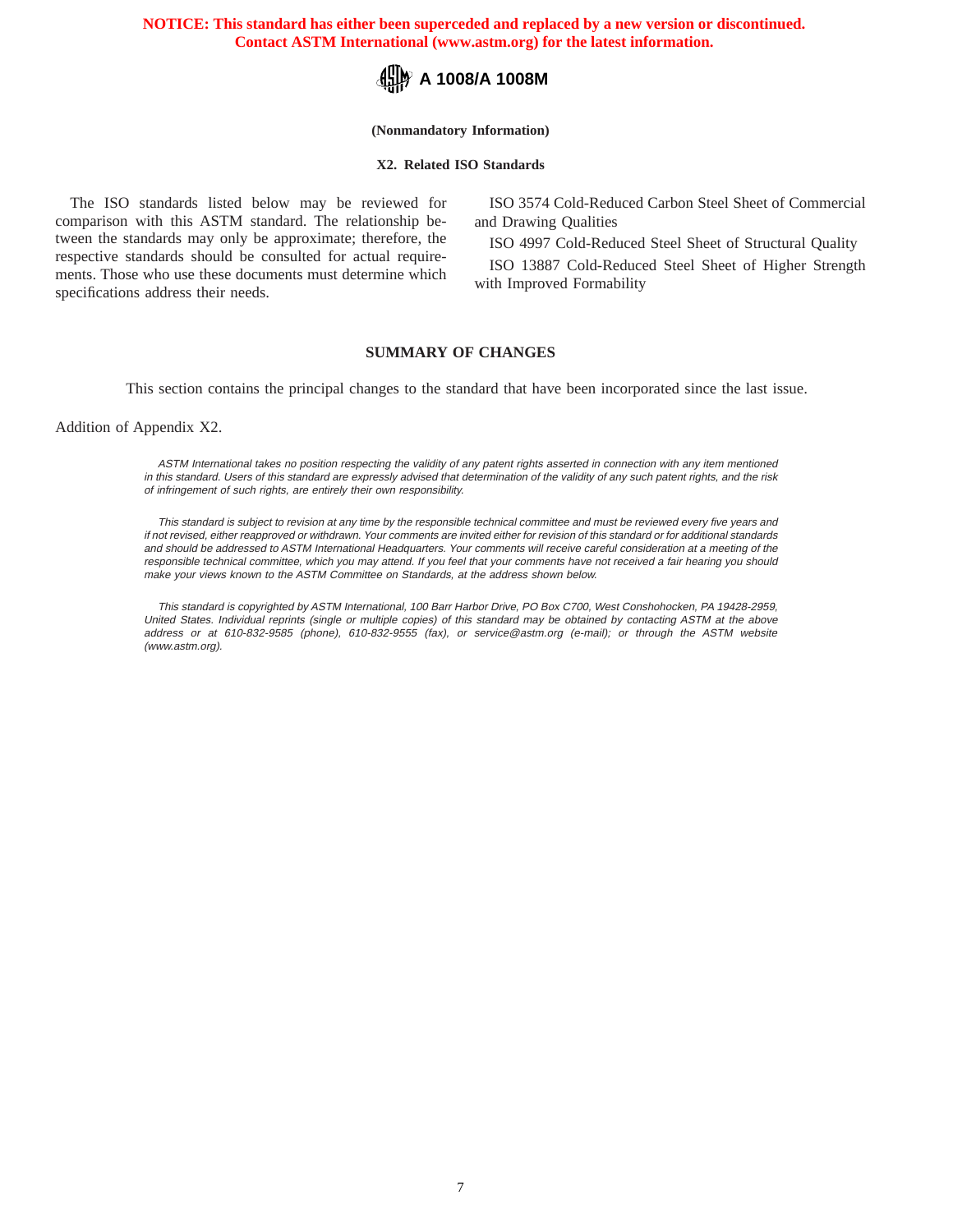**NOTICE: This standard has either been superceded and replaced by a new version or discontinued. Contact ASTM International (www.astm.org) for the latest information.**

(Nonmandatory Information)

## X2. Related ISO Standards

The ISO standards listed below may be reviewed for comparison with this ASTM standard. The relationship between the standards may only be approximate; therefore, the respective standards should be consulted for actual requirements. Those who use these documents must determine which specifications address their needs.

ISO 3574 Cold-Reduced Carbon Steel Sheet of Commercial and Drawing Qualities

ISO 4997 Cold-Reduced Steel Sheet of Structural Quality

ISO 13887 Cold-Reduced Steel Sheet of Higher Strength with Improved Formability

## SUMMARY OF CHANGES

This section contains the principal changes to the standard that have been incorporated since the last issue.

Addition of Appendix X2.

*ASTM International takes no position respecting the validity of any patent rights asserted in connection with any item mentioned in this standard. Users of this standard are expressly advised that determination of the validity of any such patent rights, and the risk of infringement of such rights, are entirely their own responsibility.*

*This standard is subject to revision at any time by the responsible technical committee and must be reviewed every five years and if not revised, either reapproved or withdrawn. Your comments are invited either for revision of this standard or for additional standards and should be addressed to ASTM International Headquarters. Your comments will receive careful consideration at a meeting of the responsible technical committee, which you may attend. If you feel that your comments have not received a fair hearing you should make your views known to the ASTM Committee on Standards, at the address shown below.*

*This standard is copyrighted by ASTM International, 100 Barr Harbor Drive, PO Box C700, West Conshohocken, PA 19428-2959, United States. Individual reprints (single or multiple copies) of this standard may be obtained by contacting ASTM at the above address or at 610-832-9585 (phone), 610-832-9555 (fax), or service@astm.org (e-mail); or through the ASTM website (www.astm.org).*